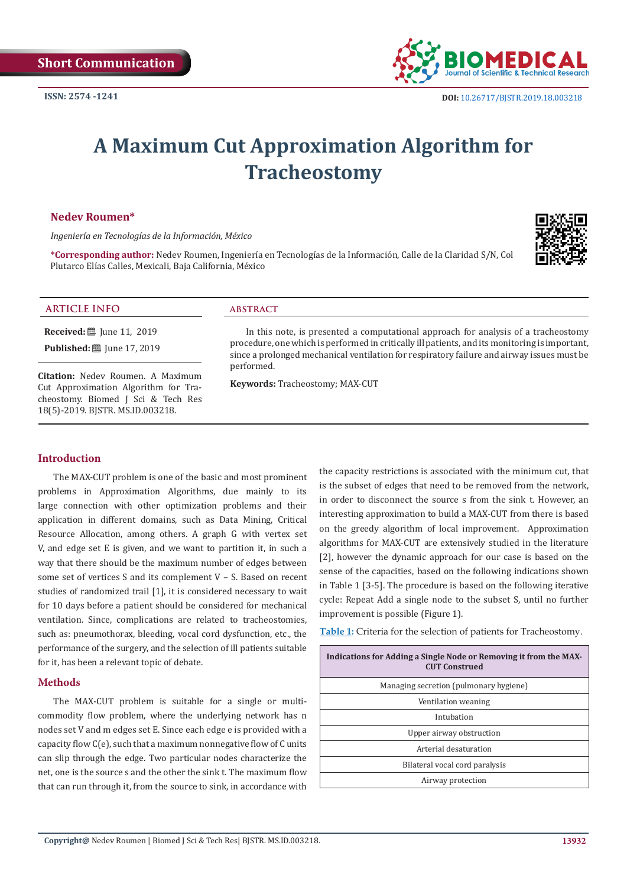Short Communication

ISSN: 2574 -1241

DOI: 10.26717/BJSTR.2019.18.003218

# A Maximum Cut Approximation Algorithm for Tracheostomy

**Nedev Roumen***

*Ingeniería en Tecnologías de la Información, México*

***Corresponding author:** Nedev Roumen, Ingeniería en Tecnologías de la Información, Calle de la Claridad S/N, Col Plutarco Elías Calles, Mexicali, Baja California, México

## ARTICLE INFO

**Received:** June 11, 2019

**Published:** June 17, 2019

**Citation:** Nedev Roumen. A Maximum Cut Approximation Algorithm for Tracheostomy. Biomed J Sci & Tech Res 18(5)-2019. BJSTR. MS.ID.003218.

## ABSTRACT

In this note, is presented a computational approach for analysis of a tracheostomy procedure, one which is performed in critically ill patients, and its monitoring is important, since a prolonged mechanical ventilation for respiratory failure and airway issues must be performed.

**Keywords:** Tracheostomy; MAX-CUT

## Introduction

The MAX-CUT problem is one of the basic and most prominent problems in Approximation Algorithms, due mainly to its large connection with other optimization problems and their application in different domains, such as Data Mining, Critical Resource Allocation, among others. A graph G with vertex set V, and edge set E is given, and we want to partition it, in such a way that there should be the maximum number of edges between some set of vertices S and its complement V – S. Based on recent studies of randomized trail [1], it is considered necessary to wait for 10 days before a patient should be considered for mechanical ventilation. Since, complications are related to tracheostomies, such as: pneumothorax, bleeding, vocal cord dysfunction, etc., the performance of the surgery, and the selection of ill patients suitable for it, has been a relevant topic of debate.

## Methods

The MAX-CUT problem is suitable for a single or multi-commodity flow problem, where the underlying network has n nodes set V and m edges set E. Since each edge e is provided with a capacity flow C(e), such that a maximum nonnegative flow of C units can slip through the edge. Two particular nodes characterize the net, one is the source s and the other the sink t. The maximum flow that can run through it, from the source to sink, in accordance with the capacity restrictions is associated with the minimum cut, that is the subset of edges that need to be removed from the network, in order to disconnect the source s from the sink t. However, an interesting approximation to build a MAX-CUT from there is based on the greedy algorithm of local improvement. Approximation algorithms for MAX-CUT are extensively studied in the literature [2], however the dynamic approach for our case is based on the sense of the capacities, based on the following indications shown in Table 1 [3-5]. The procedure is based on the following iterative cycle: Repeat Add a single node to the subset S, until no further improvement is possible (Figure 1).

Table 1: Criteria for the selection of patients for Tracheostomy.

| Indications for Adding a Single Node or Removing it from the MAX-CUT Construed |
| --- |
| Managing secretion (pulmonary hygiene) |
| Ventilation weaning |
| Intubation |
| Upper airway obstruction |
| Arterial desaturation |
| Bilateral vocal cord paralysis |
| Airway protection |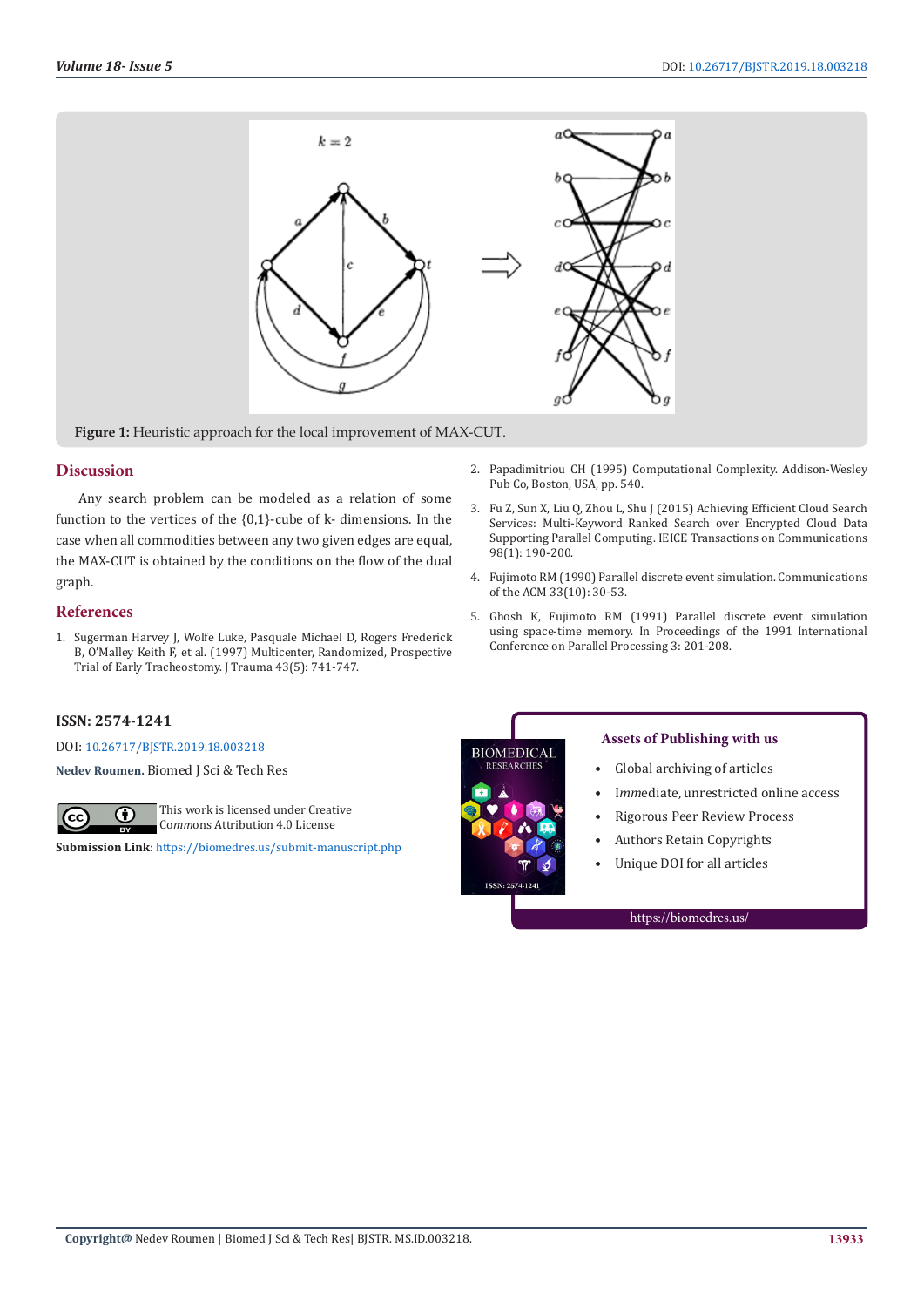$k = 2$

a

b

c

d

e

f

g

t

a b c d e f g

a b c d e f g

**Figure 1:** Heuristic approach for the local improvement of MAX-CUT.

## Discussion

Any search problem can be modeled as a relation of some function to the vertices of the {0,1}-cube of k- dimensions. In the case when all commodities between any two given edges are equal, the MAX-CUT is obtained by the conditions on the flow of the dual graph.

## References

1. Sugerman Harvey J, Wolfe Luke, Pasquale Michael D, Rogers Frederick B, O'Malley Keith F, et al. (1997) Multicenter, Randomized, Prospective Trial of Early Tracheostomy. J Trauma 43(5): 741-747.
2. Papadimitriou CH (1995) Computational Complexity. Addison-Wesley Pub Co, Boston, USA, pp. 540.
3. Fu Z, Sun X, Liu Q, Zhou L, Shu J (2015) Achieving Efficient Cloud Search Services: Multi-Keyword Ranked Search over Encrypted Cloud Data Supporting Parallel Computing. IEICE Transactions on Communications 98(1): 190-200.
4. Fujimoto RM (1990) Parallel discrete event simulation. Communications of the ACM 33(10): 30-53.
5. Ghosh K, Fujimoto RM (1991) Parallel discrete event simulation using space-time memory. In Proceedings of the 1991 International Conference on Parallel Processing 3: 201-208.

**ISSN: 2574-1241**

DOI: 10.26717/BJSTR.2019.18.003218

**Nedev Roumen.** Biomed J Sci & Tech Res

This work is licensed under Creative Commons Attribution 4.0 License

**Submission Link**: https://biomedres.us/submit-manuscript.php

BIOMEDICAL RESEARCHES

ISSN: 2574-1241

**Assets of Publishing with us**

- Global archiving of articles
- Immediate, unrestricted online access
- Rigorous Peer Review Process
- Authors Retain Copyrights
- Unique DOI for all articles

https://biomedres.us/